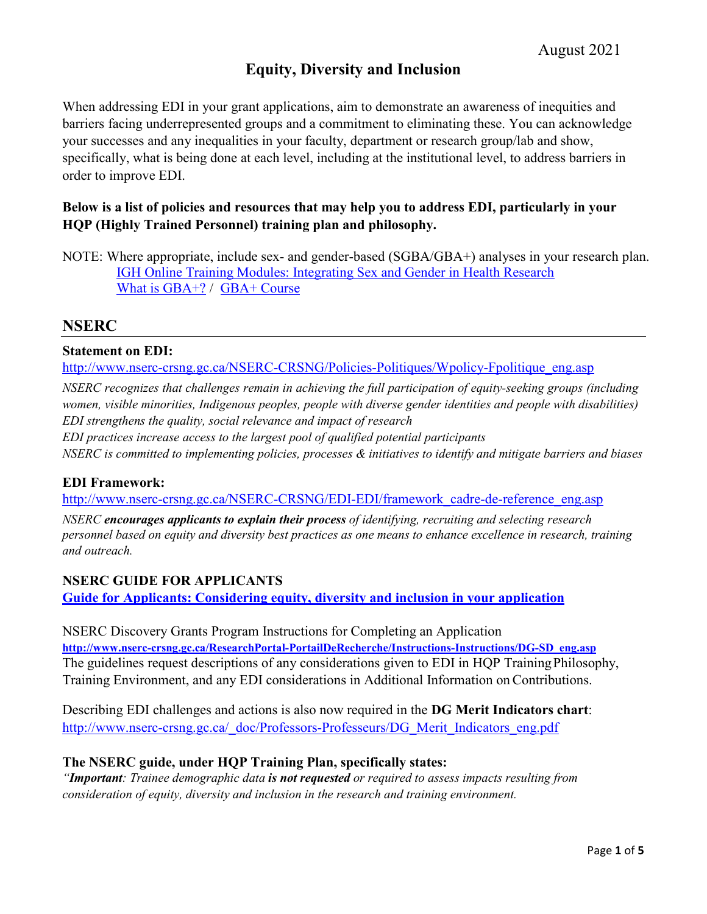August 2021

# Equity, Diversity and Inclusion

When addressing EDI in your grant applications, aim to demonstrate an awareness of inequities and barriers facing underrepresented groups and a commitment to eliminating these. You can acknowledge your successes and any inequalities in your faculty, department or research group/lab and show, specifically, what is being done at each level, including at the institutional level, to address barriers in order to improve EDI.

**Below is a list of policies and resources that may help you to address EDI, particularly in your HQP (Highly Trained Personnel) training plan and philosophy.**

NOTE: Where appropriate, include sex- and gender-based (SGBA/GBA+) analyses in your research plan.
IGH Online Training Modules: Integrating Sex and Gender in Health Research
What is GBA+? / GBA+ Course

## NSERC

**Statement on EDI:**
http://www.nserc-crsng.gc.ca/NSERC-CRSNG/Policies-Politiques/Wpolicy-Fpolitique_eng.asp

*NSERC recognizes that challenges remain in achieving the full participation of equity-seeking groups (including women, visible minorities, Indigenous peoples, people with diverse gender identities and people with disabilities)*
*EDI strengthens the quality, social relevance and impact of research*
*EDI practices increase access to the largest pool of qualified potential participants*
*NSERC is committed to implementing policies, processes & initiatives to identify and mitigate barriers and biases*

**EDI Framework:**
http://www.nserc-crsng.gc.ca/NSERC-CRSNG/EDI-EDI/framework_cadre-de-reference_eng.asp

*NSERC **encourages applicants to explain their process** of identifying, recruiting and selecting research personnel based on equity and diversity best practices as one means to enhance excellence in research, training and outreach.*

**NSERC GUIDE FOR APPLICANTS**
**Guide for Applicants: Considering equity, diversity and inclusion in your application**

NSERC Discovery Grants Program Instructions for Completing an Application
**http://www.nserc-crsng.gc.ca/ResearchPortal-PortailDeRecherche/Instructions-Instructions/DG-SD_eng.asp**
The guidelines request descriptions of any considerations given to EDI in HQP Training Philosophy, Training Environment, and any EDI considerations in Additional Information on Contributions.

Describing EDI challenges and actions is also now required in the **DG Merit Indicators chart**:
http://www.nserc-crsng.gc.ca/_doc/Professors-Professeurs/DG_Merit_Indicators_eng.pdf

**The NSERC guide, under HQP Training Plan, specifically states:**
*"**Important**: Trainee demographic data **is not requested** or required to assess impacts resulting from consideration of equity, diversity and inclusion in the research and training environment.*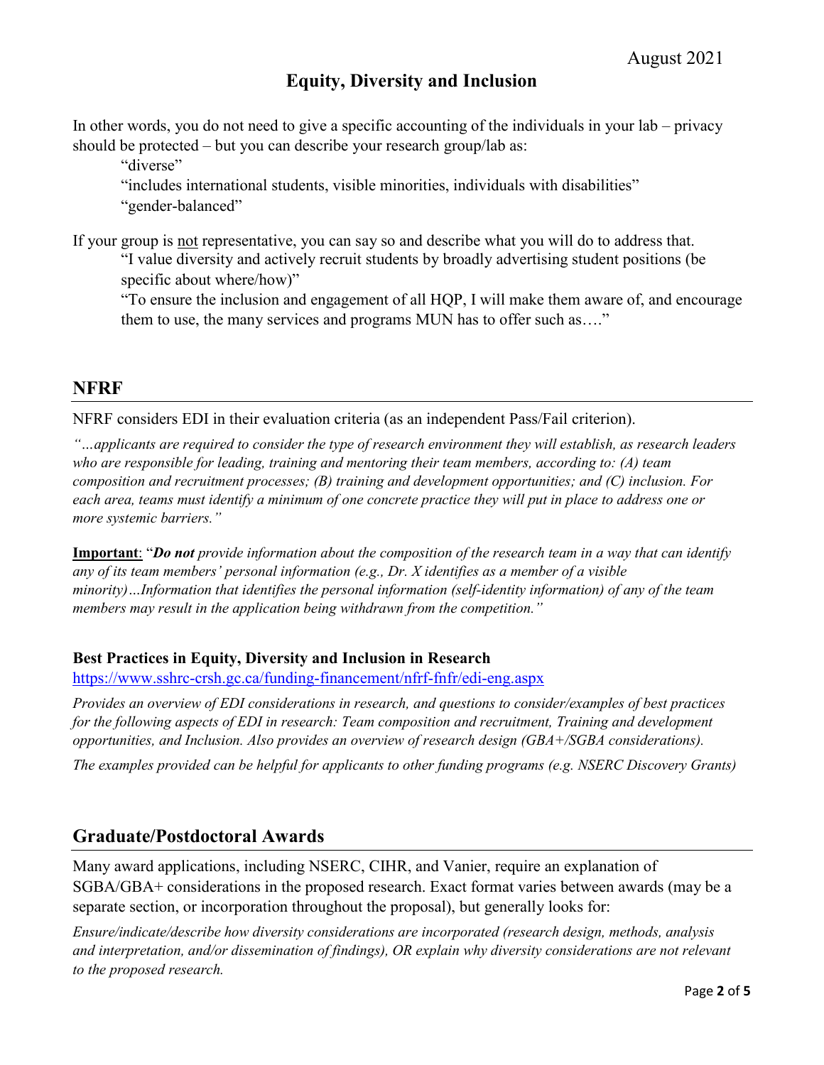## Equity, Diversity and Inclusion

In other words, you do not need to give a specific accounting of the individuals in your lab – privacy should be protected – but you can describe your research group/lab as:

> "diverse"
>
> "includes international students, visible minorities, individuals with disabilities"
>
> "gender-balanced"

If your group is not representative, you can say so and describe what you will do to address that.

> "I value diversity and actively recruit students by broadly advertising student positions (be specific about where/how)"
>
> "To ensure the inclusion and engagement of all HQP, I will make them aware of, and encourage them to use, the many services and programs MUN has to offer such as…."

## NFRF

NFRF considers EDI in their evaluation criteria (as an independent Pass/Fail criterion).

*"…applicants are required to consider the type of research environment they will establish, as research leaders who are responsible for leading, training and mentoring their team members, according to: (A) team composition and recruitment processes; (B) training and development opportunities; and (C) inclusion. For each area, teams must identify a minimum of one concrete practice they will put in place to address one or more systemic barriers."*

**Important**: "***Do not*** *provide information about the composition of the research team in a way that can identify any of its team members' personal information (e.g., Dr. X identifies as a member of a visible minority)…Information that identifies the personal information (self-identity information) of any of the team members may result in the application being withdrawn from the competition."*

### Best Practices in Equity, Diversity and Inclusion in Research

https://www.sshrc-crsh.gc.ca/funding-financement/nfrf-fnfr/edi-eng.aspx

*Provides an overview of EDI considerations in research, and questions to consider/examples of best practices for the following aspects of EDI in research: Team composition and recruitment, Training and development opportunities, and Inclusion. Also provides an overview of research design (GBA+/SGBA considerations).*

*The examples provided can be helpful for applicants to other funding programs (e.g. NSERC Discovery Grants)*

## Graduate/Postdoctoral Awards

Many award applications, including NSERC, CIHR, and Vanier, require an explanation of SGBA/GBA+ considerations in the proposed research. Exact format varies between awards (may be a separate section, or incorporation throughout the proposal), but generally looks for:

*Ensure/indicate/describe how diversity considerations are incorporated (research design, methods, analysis and interpretation, and/or dissemination of findings), OR explain why diversity considerations are not relevant to the proposed research.*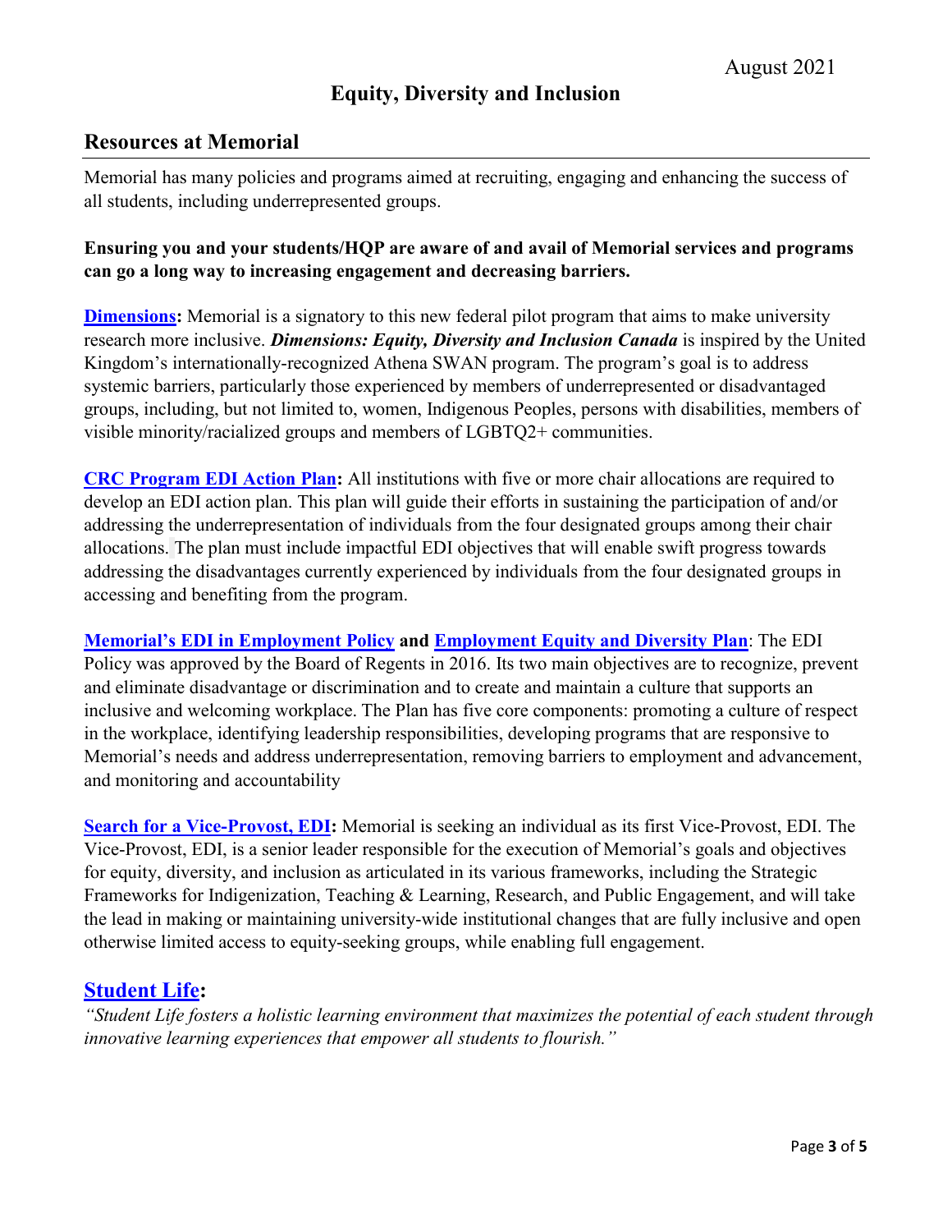August 2021

# Equity, Diversity and Inclusion

## Resources at Memorial

Memorial has many policies and programs aimed at recruiting, engaging and enhancing the success of all students, including underrepresented groups.

**Ensuring you and your students/HQP are aware of and avail of Memorial services and programs can go a long way to increasing engagement and decreasing barriers.**

**Dimensions:** Memorial is a signatory to this new federal pilot program that aims to make university research more inclusive. ***Dimensions: Equity, Diversity and Inclusion Canada*** is inspired by the United Kingdom's internationally-recognized Athena SWAN program. The program's goal is to address systemic barriers, particularly those experienced by members of underrepresented or disadvantaged groups, including, but not limited to, women, Indigenous Peoples, persons with disabilities, members of visible minority/racialized groups and members of LGBTQ2+ communities.

**CRC Program EDI Action Plan:** All institutions with five or more chair allocations are required to develop an EDI action plan. This plan will guide their efforts in sustaining the participation of and/or addressing the underrepresentation of individuals from the four designated groups among their chair allocations. The plan must include impactful EDI objectives that will enable swift progress towards addressing the disadvantages currently experienced by individuals from the four designated groups in accessing and benefiting from the program.

**Memorial's EDI in Employment Policy and Employment Equity and Diversity Plan**: The EDI Policy was approved by the Board of Regents in 2016. Its two main objectives are to recognize, prevent and eliminate disadvantage or discrimination and to create and maintain a culture that supports an inclusive and welcoming workplace. The Plan has five core components: promoting a culture of respect in the workplace, identifying leadership responsibilities, developing programs that are responsive to Memorial's needs and address underrepresentation, removing barriers to employment and advancement, and monitoring and accountability

**Search for a Vice-Provost, EDI:** Memorial is seeking an individual as its first Vice-Provost, EDI. The Vice-Provost, EDI, is a senior leader responsible for the execution of Memorial's goals and objectives for equity, diversity, and inclusion as articulated in its various frameworks, including the Strategic Frameworks for Indigenization, Teaching & Learning, Research, and Public Engagement, and will take the lead in making or maintaining university-wide institutional changes that are fully inclusive and open otherwise limited access to equity-seeking groups, while enabling full engagement.

## Student Life:

*"Student Life fosters a holistic learning environment that maximizes the potential of each student through innovative learning experiences that empower all students to flourish."*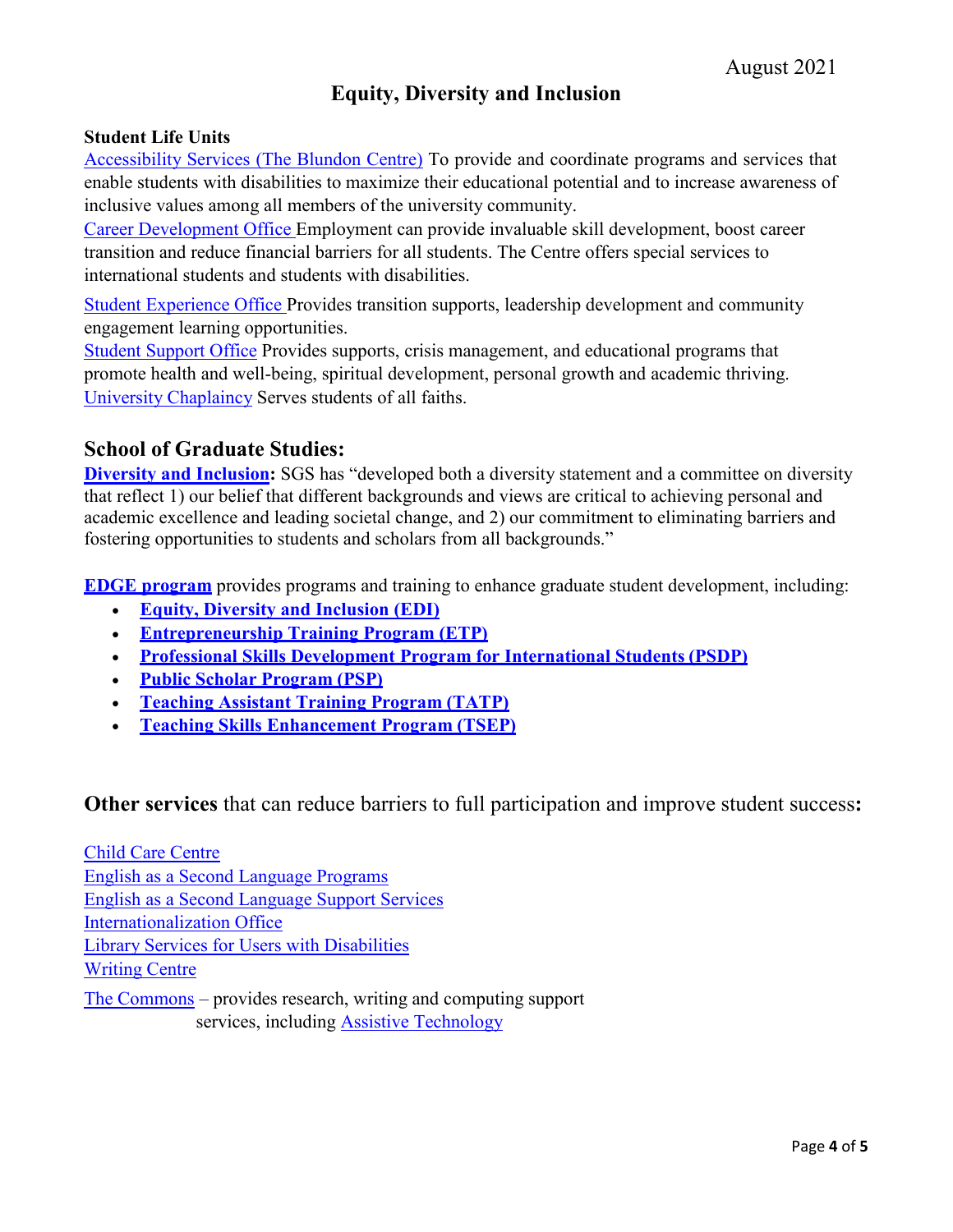August 2021

# Equity, Diversity and Inclusion

**Student Life Units**

Accessibility Services (The Blundon Centre) To provide and coordinate programs and services that enable students with disabilities to maximize their educational potential and to increase awareness of inclusive values among all members of the university community.

Career Development Office Employment can provide invaluable skill development, boost career transition and reduce financial barriers for all students. The Centre offers special services to international students and students with disabilities.

Student Experience Office Provides transition supports, leadership development and community engagement learning opportunities.

Student Support Office Provides supports, crisis management, and educational programs that promote health and well-being, spiritual development, personal growth and academic thriving.

University Chaplaincy Serves students of all faiths.

## School of Graduate Studies:

**Diversity and Inclusion:** SGS has "developed both a diversity statement and a committee on diversity that reflect 1) our belief that different backgrounds and views are critical to achieving personal and academic excellence and leading societal change, and 2) our commitment to eliminating barriers and fostering opportunities to students and scholars from all backgrounds."

**EDGE program** provides programs and training to enhance graduate student development, including:

- **Equity, Diversity and Inclusion (EDI)**
- **Entrepreneurship Training Program (ETP)**
- **Professional Skills Development Program for International Students (PSDP)**
- **Public Scholar Program (PSP)**
- **Teaching Assistant Training Program (TATP)**
- **Teaching Skills Enhancement Program (TSEP)**

**Other services** that can reduce barriers to full participation and improve student success**:**

Child Care Centre
English as a Second Language Programs
English as a Second Language Support Services
Internationalization Office
Library Services for Users with Disabilities
Writing Centre

The Commons – provides research, writing and computing support services, including Assistive Technology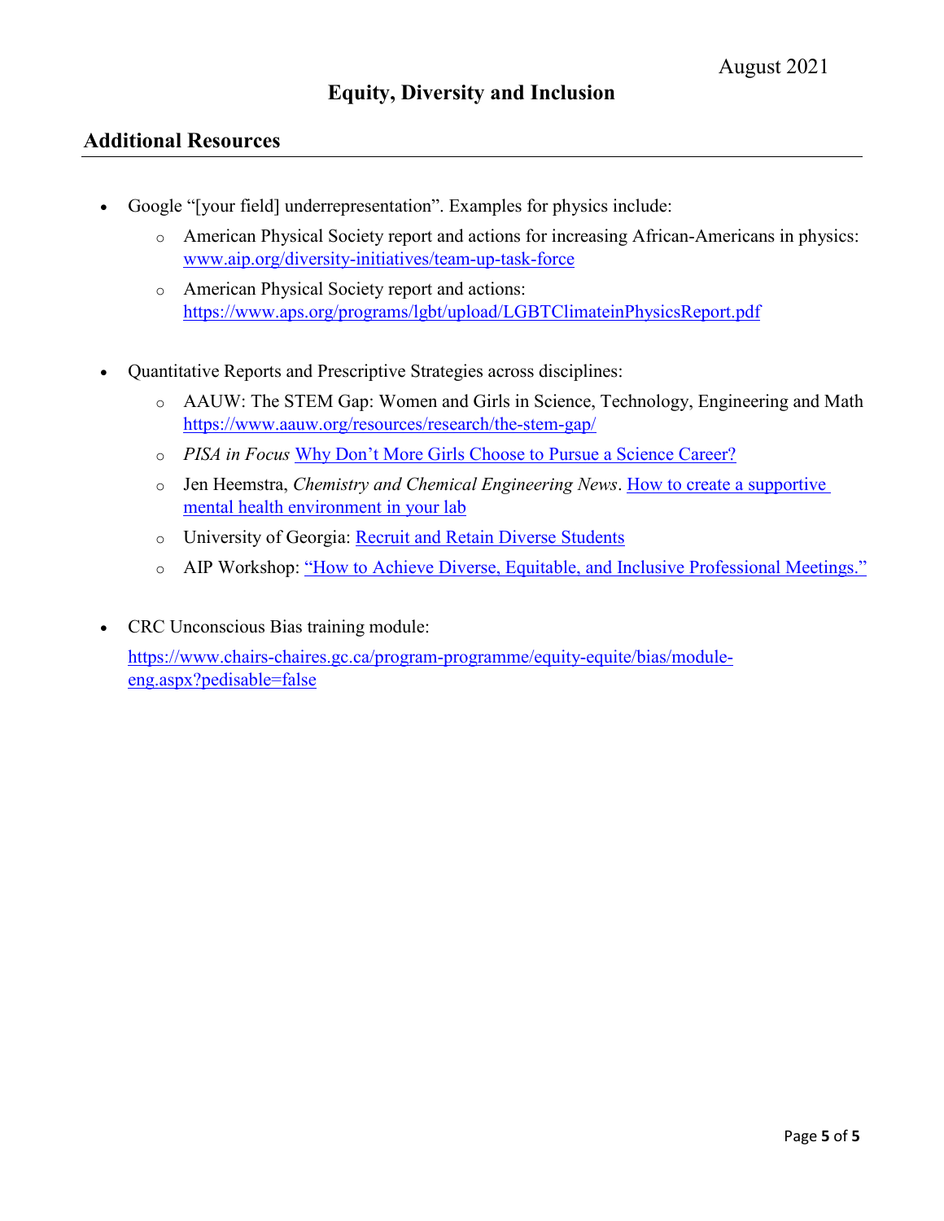August 2021

# Equity, Diversity and Inclusion

## Additional Resources

- Google "[your field] underrepresentation". Examples for physics include:
  - American Physical Society report and actions for increasing African-Americans in physics: [www.aip.org/diversity-initiatives/team-up-task-force](www.aip.org/diversity-initiatives/team-up-task-force)
  - American Physical Society report and actions: [https://www.aps.org/programs/lgbt/upload/LGBTClimateinPhysicsReport.pdf](https://www.aps.org/programs/lgbt/upload/LGBTClimateinPhysicsReport.pdf)

- Quantitative Reports and Prescriptive Strategies across disciplines:
  - AAUW: The STEM Gap: Women and Girls in Science, Technology, Engineering and Math [https://www.aauw.org/resources/research/the-stem-gap/](https://www.aauw.org/resources/research/the-stem-gap/)
  - *PISA in Focus* Why Don't More Girls Choose to Pursue a Science Career?
  - Jen Heemstra, *Chemistry and Chemical Engineering News*. How to create a supportive mental health environment in your lab
  - University of Georgia: Recruit and Retain Diverse Students
  - AIP Workshop: "How to Achieve Diverse, Equitable, and Inclusive Professional Meetings."

- CRC Unconscious Bias training module: [https://www.chairs-chaires.gc.ca/program-programme/equity-equite/bias/module-eng.aspx?pedisable=false](https://www.chairs-chaires.gc.ca/program-programme/equity-equite/bias/module-eng.aspx?pedisable=false)